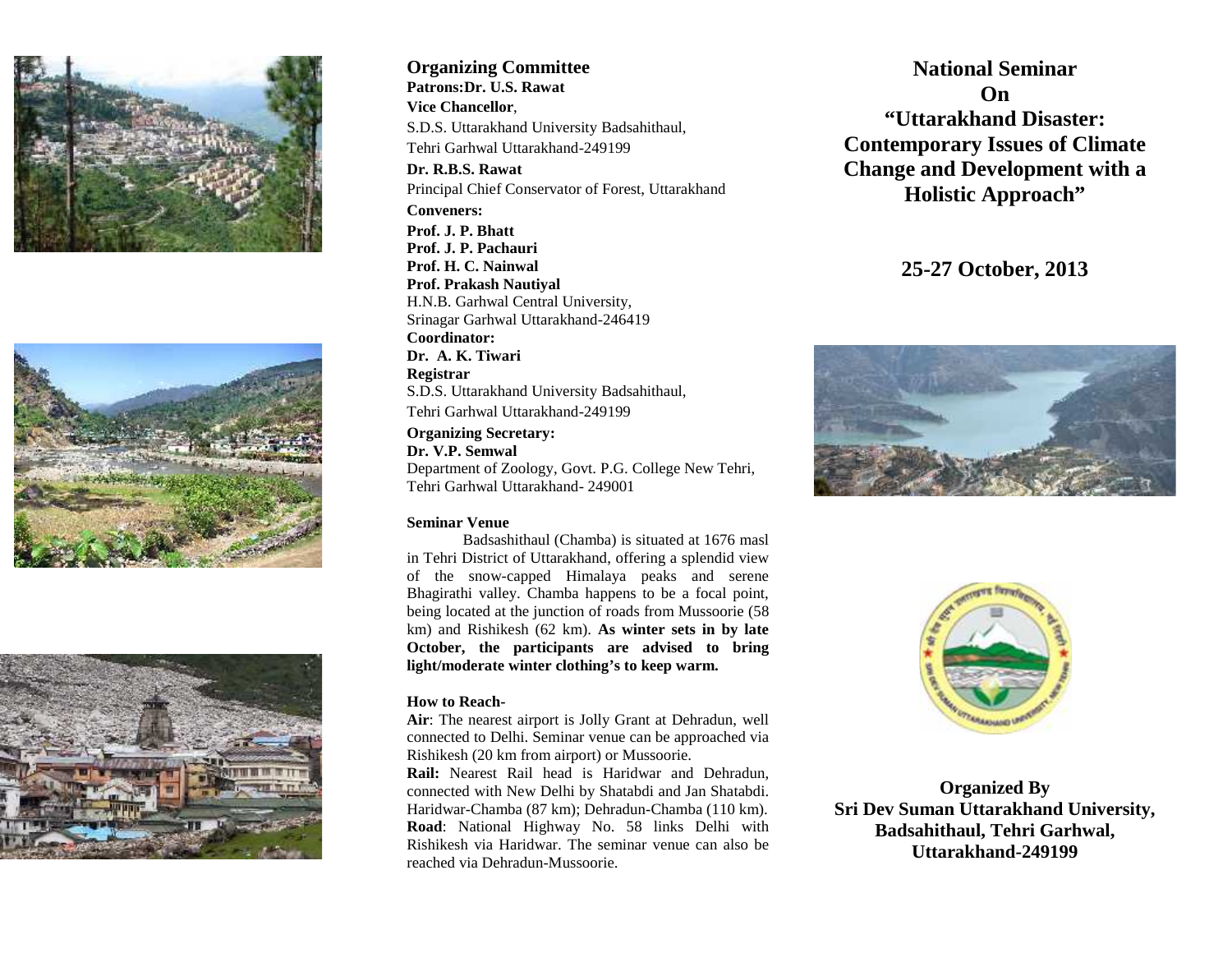## Organizing Committee

**Patrons:Dr. U.S. Rawat**
**Vice Chancellor**,
S.D.S. Uttarakhand University Badsahithaul,
Tehri Garhwal Uttarakhand-249199

**Dr. R.B.S. Rawat**
Principal Chief Conservator of Forest, Uttarakhand

**Conveners:**
**Prof. J. P. Bhatt**
**Prof. J. P. Pachauri**
**Prof. H. C. Nainwal**
**Prof. Prakash Nautiyal**
H.N.B. Garhwal Central University,
Srinagar Garhwal Uttarakhand-246419

**Coordinator:**
**Dr. A. K. Tiwari**
**Registrar**
S.D.S. Uttarakhand University Badsahithaul,
Tehri Garhwal Uttarakhand-249199

**Organizing Secretary:**
**Dr. V.P. Semwal**
Department of Zoology, Govt. P.G. College New Tehri,
Tehri Garhwal Uttarakhand- 249001

**Seminar Venue**

Badsashithaul (Chamba) is situated at 1676 masl in Tehri District of Uttarakhand, offering a splendid view of the snow-capped Himalaya peaks and serene Bhagirathi valley. Chamba happens to be a focal point, being located at the junction of roads from Mussoorie (58 km) and Rishikesh (62 km). **As winter sets in by late October, the participants are advised to bring light/moderate winter clothing's to keep warm.**

**How to Reach-**

**Air**: The nearest airport is Jolly Grant at Dehradun, well connected to Delhi. Seminar venue can be approached via Rishikesh (20 km from airport) or Mussoorie.

**Rail:** Nearest Rail head is Haridwar and Dehradun, connected with New Delhi by Shatabdi and Jan Shatabdi. Haridwar-Chamba (87 km); Dehradun-Chamba (110 km).

**Road**: National Highway No. 58 links Delhi with Rishikesh via Haridwar. The seminar venue can also be reached via Dehradun-Mussoorie.

# National Seminar On "Uttarakhand Disaster: Contemporary Issues of Climate Change and Development with a Holistic Approach"

## 25-27 October, 2013

**Organized By**
**Sri Dev Suman Uttarakhand University, Badsahithaul, Tehri Garhwal, Uttarakhand-249199**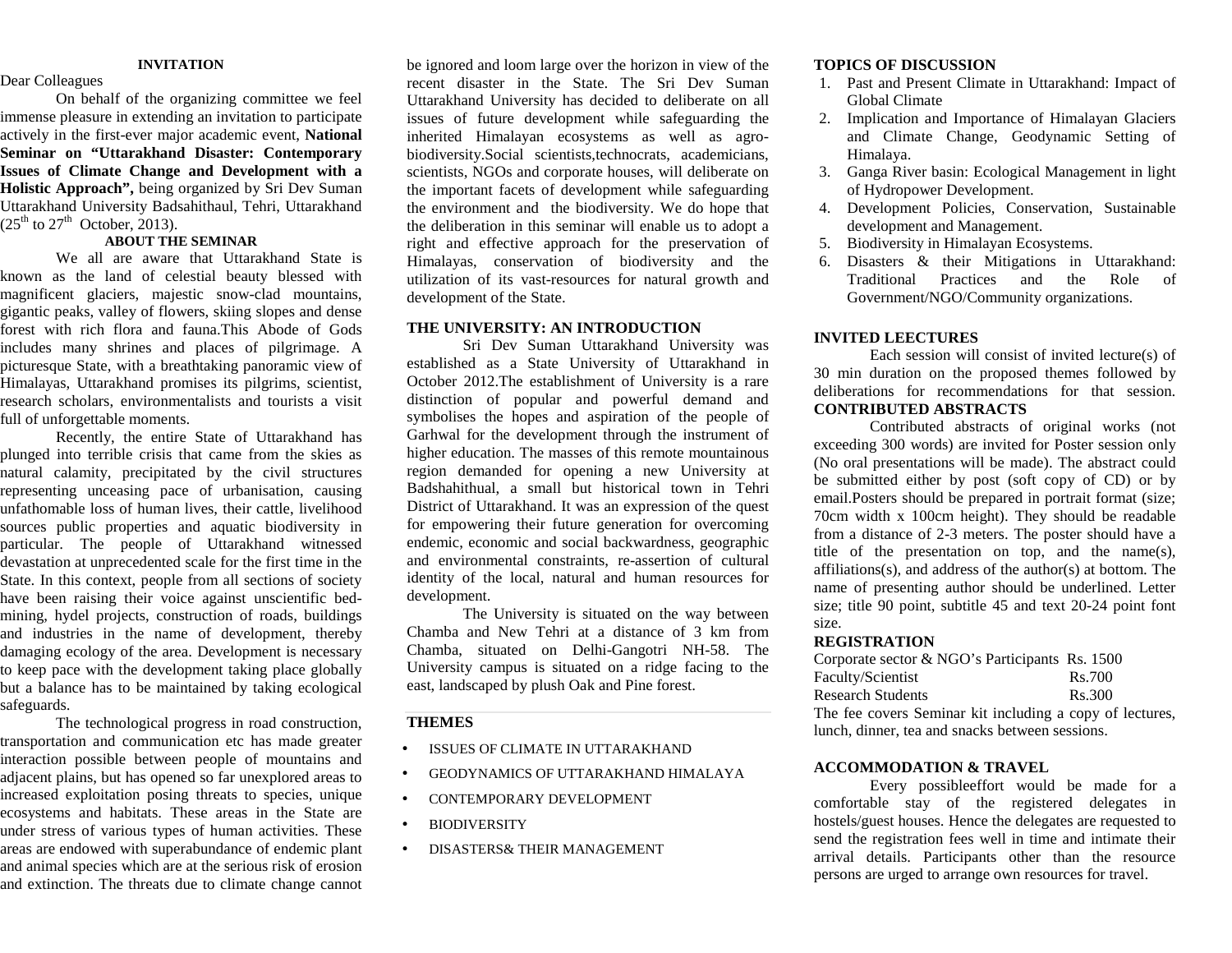## INVITATION

Dear Colleagues

On behalf of the organizing committee we feel immense pleasure in extending an invitation to participate actively in the first-ever major academic event, **National Seminar on "Uttarakhand Disaster: Contemporary Issues of Climate Change and Development with a Holistic Approach",** being organized by Sri Dev Suman Uttarakhand University Badsahithaul, Tehri, Uttarakhand (25th to 27th October, 2013).

## ABOUT THE SEMINAR

We all are aware that Uttarakhand State is known as the land of celestial beauty blessed with magnificent glaciers, majestic snow-clad mountains, gigantic peaks, valley of flowers, skiing slopes and dense forest with rich flora and fauna.This Abode of Gods includes many shrines and places of pilgrimage. A picturesque State, with a breathtaking panoramic view of Himalayas, Uttarakhand promises its pilgrims, scientist, research scholars, environmentalists and tourists a visit full of unforgettable moments.

Recently, the entire State of Uttarakhand has plunged into terrible crisis that came from the skies as natural calamity, precipitated by the civil structures representing unceasing pace of urbanisation, causing unfathomable loss of human lives, their cattle, livelihood sources public properties and aquatic biodiversity in particular. The people of Uttarakhand witnessed devastation at unprecedented scale for the first time in the State. In this context, people from all sections of society have been raising their voice against unscientific bed-mining, hydel projects, construction of roads, buildings and industries in the name of development, thereby damaging ecology of the area. Development is necessary to keep pace with the development taking place globally but a balance has to be maintained by taking ecological safeguards.

The technological progress in road construction, transportation and communication etc has made greater interaction possible between people of mountains and adjacent plains, but has opened so far unexplored areas to increased exploitation posing threats to species, unique ecosystems and habitats. These areas in the State are under stress of various types of human activities. These areas are endowed with superabundance of endemic plant and animal species which are at the serious risk of erosion and extinction. The threats due to climate change cannot be ignored and loom large over the horizon in view of the recent disaster in the State. The Sri Dev Suman Uttarakhand University has decided to deliberate on all issues of future development while safeguarding the inherited Himalayan ecosystems as well as agro-biodiversity.Social scientists,technocrats, academicians, scientists, NGOs and corporate houses, will deliberate on the important facets of development while safeguarding the environment and the biodiversity. We do hope that the deliberation in this seminar will enable us to adopt a right and effective approach for the preservation of Himalayas, conservation of biodiversity and the utilization of its vast-resources for natural growth and development of the State.

## THE UNIVERSITY: AN INTRODUCTION

Sri Dev Suman Uttarakhand University was established as a State University of Uttarakhand in October 2012.The establishment of University is a rare distinction of popular and powerful demand and symbolises the hopes and aspiration of the people of Garhwal for the development through the instrument of higher education. The masses of this remote mountainous region demanded for opening a new University at Badshahithual, a small but historical town in Tehri District of Uttarakhand. It was an expression of the quest for empowering their future generation for overcoming endemic, economic and social backwardness, geographic and environmental constraints, re-assertion of cultural identity of the local, natural and human resources for development.

The University is situated on the way between Chamba and New Tehri at a distance of 3 km from Chamba, situated on Delhi-Gangotri NH-58. The University campus is situated on a ridge facing to the east, landscaped by plush Oak and Pine forest.

## THEMES

- ISSUES OF CLIMATE IN UTTARAKHAND
- GEODYNAMICS OF UTTARAKHAND HIMALAYA
- CONTEMPORARY DEVELOPMENT
- BIODIVERSITY
- DISASTERS& THEIR MANAGEMENT

## TOPICS OF DISCUSSION

1. Past and Present Climate in Uttarakhand: Impact of Global Climate
2. Implication and Importance of Himalayan Glaciers and Climate Change, Geodynamic Setting of Himalaya.
3. Ganga River basin: Ecological Management in light of Hydropower Development.
4. Development Policies, Conservation, Sustainable development and Management.
5. Biodiversity in Himalayan Ecosystems.
6. Disasters & their Mitigations in Uttarakhand: Traditional Practices and the Role of Government/NGO/Community organizations.

## INVITED LEECTURES

Each session will consist of invited lecture(s) of 30 min duration on the proposed themes followed by deliberations for recommendations for that session.

## CONTRIBUTED ABSTRACTS

Contributed abstracts of original works (not exceeding 300 words) are invited for Poster session only (No oral presentations will be made). The abstract could be submitted either by post (soft copy of CD) or by email.Posters should be prepared in portrait format (size; 70cm width x 100cm height). They should be readable from a distance of 2-3 meters. The poster should have a title of the presentation on top, and the name(s), affiliations(s), and address of the author(s) at bottom. The name of presenting author should be underlined. Letter size; title 90 point, subtitle 45 and text 20-24 point font size.

## REGISTRATION

| | |
|---|---|
| Corporate sector & NGO's Participants | Rs. 1500 |
| Faculty/Scientist | Rs.700 |
| Research Students | Rs.300 |

The fee covers Seminar kit including a copy of lectures, lunch, dinner, tea and snacks between sessions.

## ACCOMMODATION & TRAVEL

Every possibleeffort would be made for a comfortable stay of the registered delegates in hostels/guest houses. Hence the delegates are requested to send the registration fees well in time and intimate their arrival details. Participants other than the resource persons are urged to arrange own resources for travel.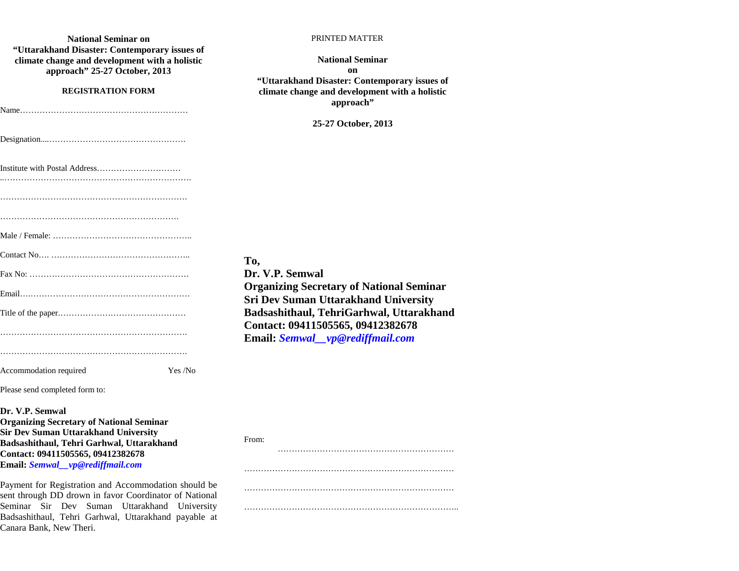**National Seminar on**
**"Uttarakhand Disaster: Contemporary issues of climate change and development with a holistic approach" 25-27 October, 2013**

**REGISTRATION FORM**

Name……………………………………………………

Designation....………………………………………….

Institute with Postal Address…………………………
..…………………………………………………………….

…………………………………………………………….

………………………………………………………….

Male / Female: …………………………………………..

Contact No…. …………………………………………..

Fax No: …………………………………………………

Email….…………………………………………………

Title of the paper.………………………………………

…………………………………………………………….

…………………………………………………………….

Accommodation required Yes /No

Please send completed form to:

**Dr. V.P. Semwal**
**Organizing Secretary of National Seminar**
**Sir Dev Suman Uttarakhand University**
**Badsashithaul, Tehri Garhwal, Uttarakhand**
**Contact: 09411505565, 09412382678**
**Email: *Semwal__vp@rediffmail.com***

Payment for Registration and Accommodation should be sent through DD drawn in favor Coordinator of National Seminar Sir Dev Suman Uttarakhand University Badsashithaul, Tehri Garhwal, Uttarakhand payable at Canara Bank, New Theri.

PRINTED MATTER

**National Seminar**
**on**
**"Uttarakhand Disaster: Contemporary issues of climate change and development with a holistic approach"**

**25-27 October, 2013**

**To,**
**Dr. V.P. Semwal**
**Organizing Secretary of National Seminar**
**Sri Dev Suman Uttarakhand University**
**Badsashithaul, TehriGarhwal, Uttarakhand**
**Contact: 09411505565, 09412382678**
**Email: *Semwal__vp@rediffmail.com***

From:
………………………………………………………
…………………………………………………………………
…………………………………………………………………
…………………………………………………………………..